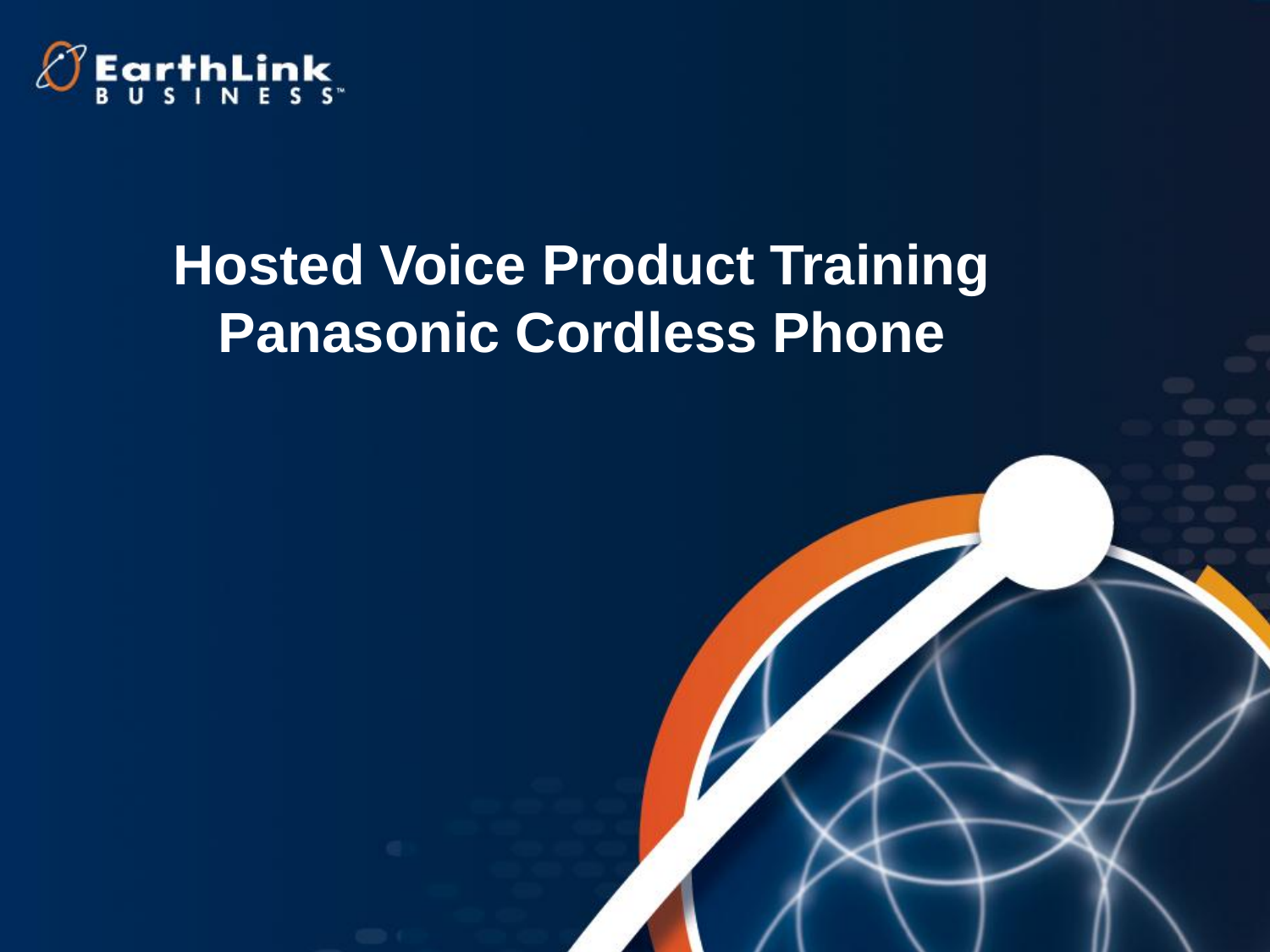EarthLink BUSINESS

# Hosted Voice Product Training
# Panasonic Cordless Phone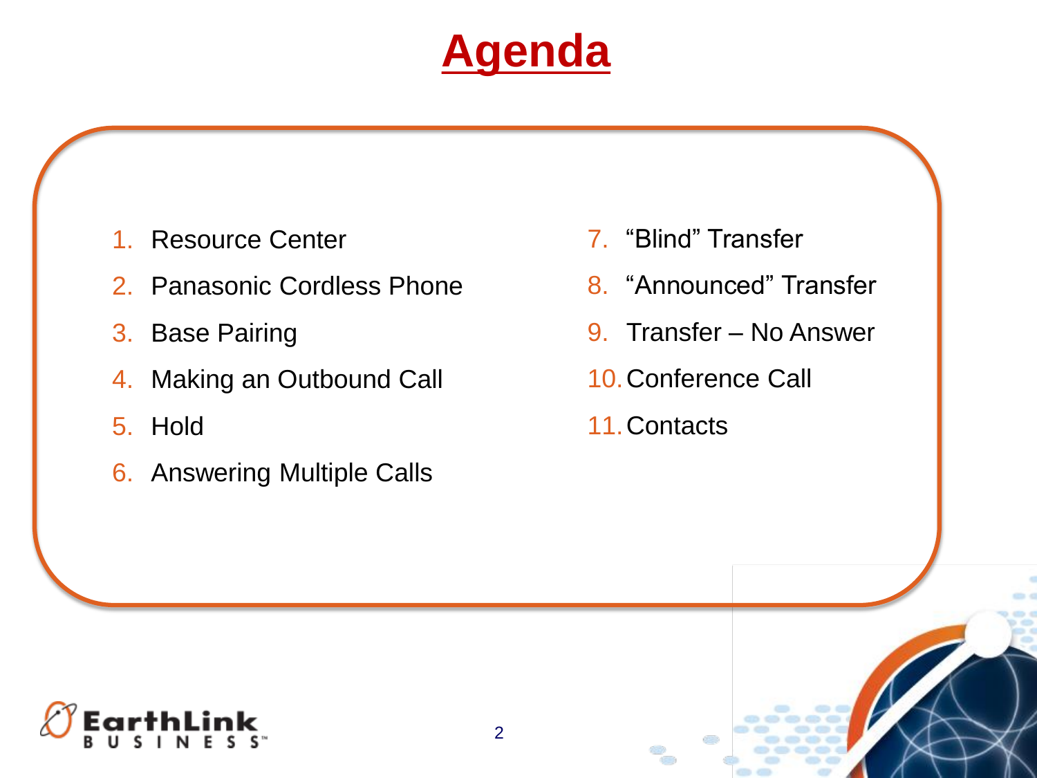# Agenda

1. Resource Center
2. Panasonic Cordless Phone
3. Base Pairing
4. Making an Outbound Call
5. Hold
6. Answering Multiple Calls
7. “Blind” Transfer
8. “Announced” Transfer
9. Transfer – No Answer
10. Conference Call
11. Contacts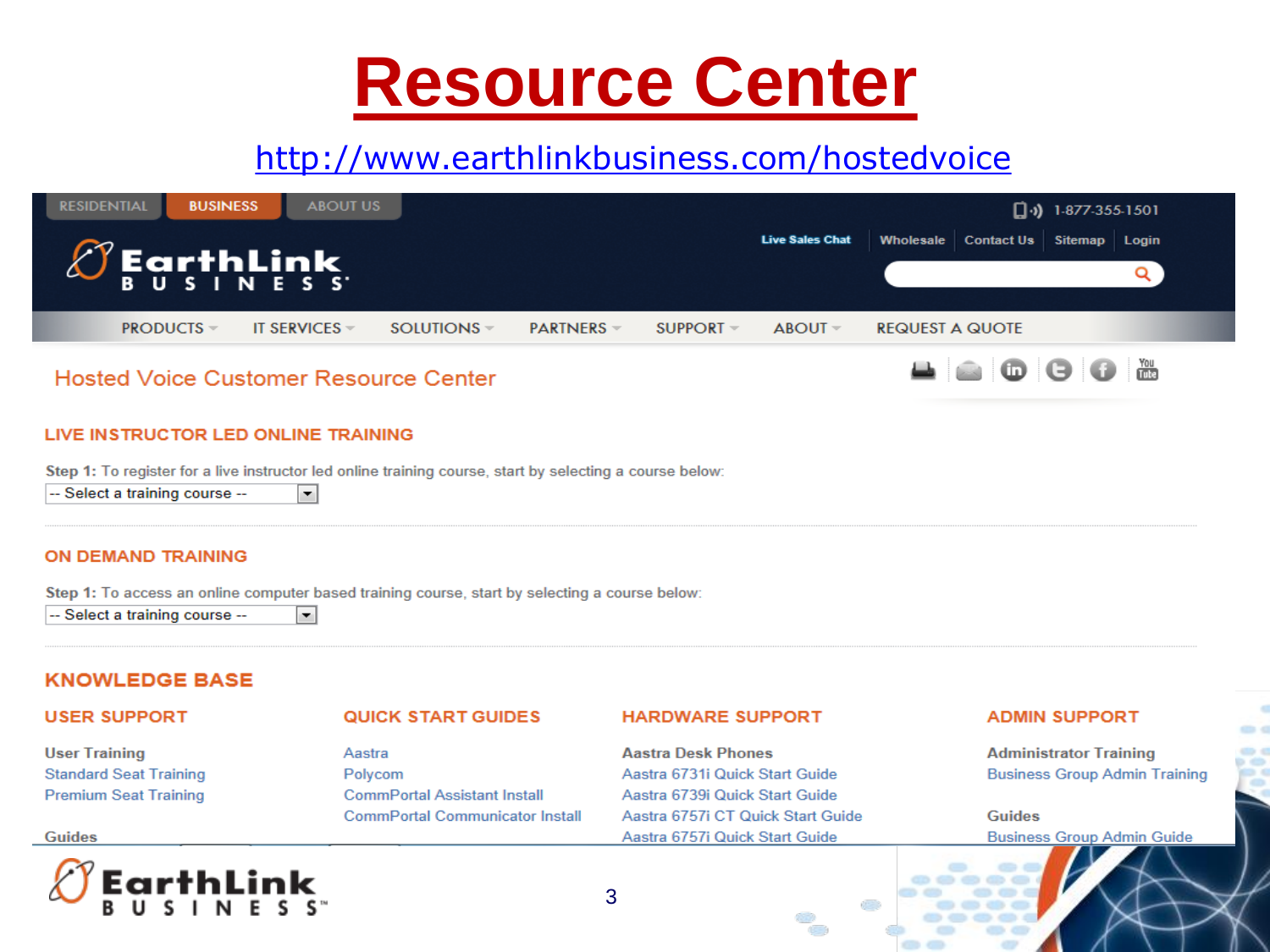# Resource Center

http://www.earthlinkbusiness.com/hostedvoice

RESIDENTIAL | BUSINESS | ABOUT US

1-877-355-1501

Live Sales Chat | Wholesale | Contact Us | Sitemap | Login

EarthLink BUSINESS

PRODUCTS | IT SERVICES | SOLUTIONS | PARTNERS | SUPPORT | ABOUT | REQUEST A QUOTE

## Hosted Voice Customer Resource Center

### LIVE INSTRUCTOR LED ONLINE TRAINING

**Step 1:** To register for a live instructor led online training course, start by selecting a course below:

-- Select a training course --

### ON DEMAND TRAINING

**Step 1:** To access an online computer based training course, start by selecting a course below:

-- Select a training course --

### KNOWLEDGE BASE

#### USER SUPPORT

**User Training**

- Standard Seat Training
- Premium Seat Training

**Guides**

#### QUICK START GUIDES

- Aastra
- Polycom
- CommPortal Assistant Install
- CommPortal Communicator Install

#### HARDWARE SUPPORT

**Aastra Desk Phones**

- Aastra 6731i Quick Start Guide
- Aastra 6739i Quick Start Guide
- Aastra 6757i CT Quick Start Guide
- Aastra 6757i Quick Start Guide

#### ADMIN SUPPORT

**Administrator Training**

- Business Group Admin Training

**Guides**

- Business Group Admin Guide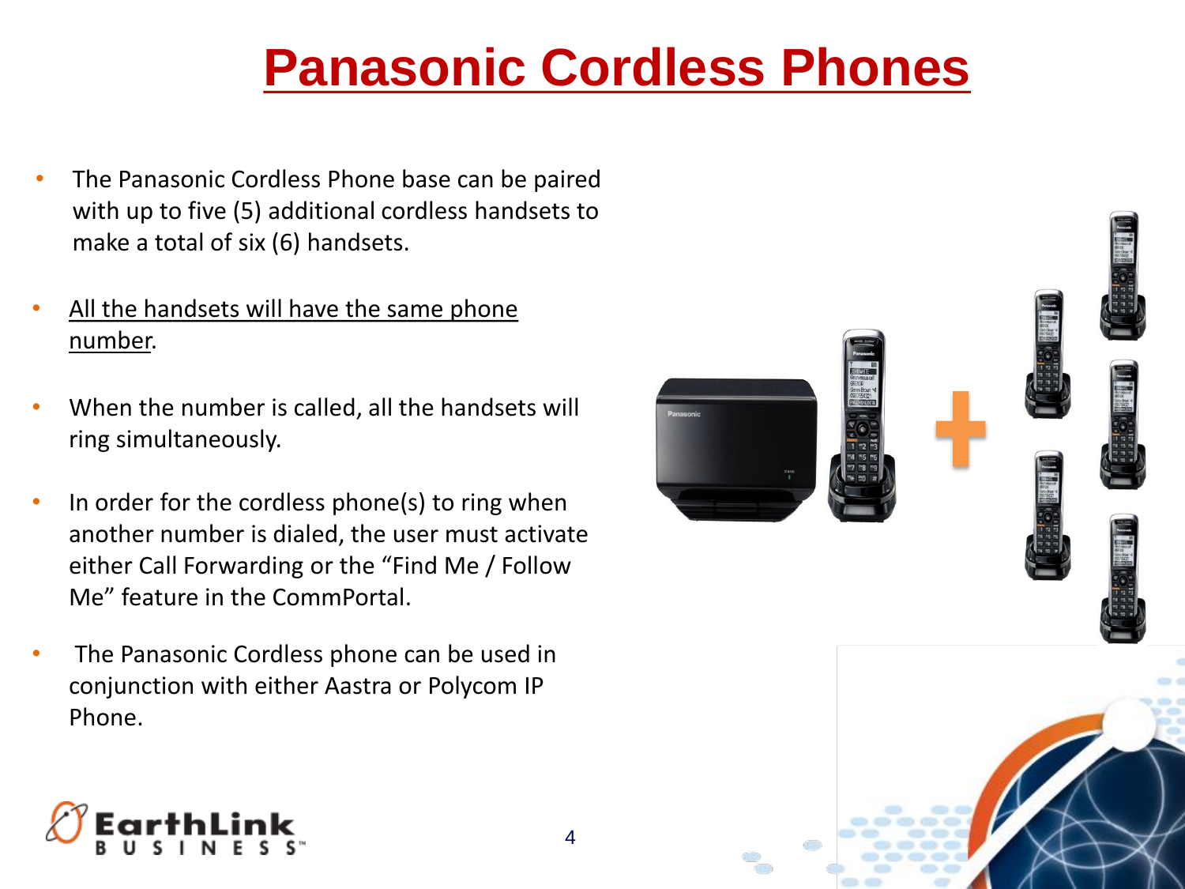# Panasonic Cordless Phones

- The Panasonic Cordless Phone base can be paired with up to five (5) additional cordless handsets to make a total of six (6) handsets.
- <u>All the handsets will have the same phone number</u>.
- When the number is called, all the handsets will ring simultaneously.
- In order for the cordless phone(s) to ring when another number is dialed, the user must activate either Call Forwarding or the “Find Me / Follow Me” feature in the CommPortal.
- The Panasonic Cordless phone can be used in conjunction with either Aastra or Polycom IP Phone.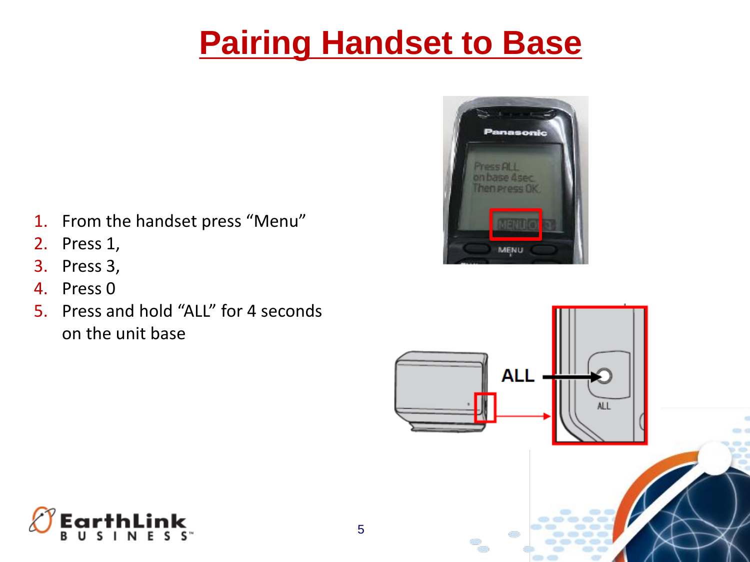# Pairing Handset to Base

1. From the handset press "Menu"
2. Press 1,
3. Press 3,
4. Press 0
5. Press and hold "ALL" for 4 seconds on the unit base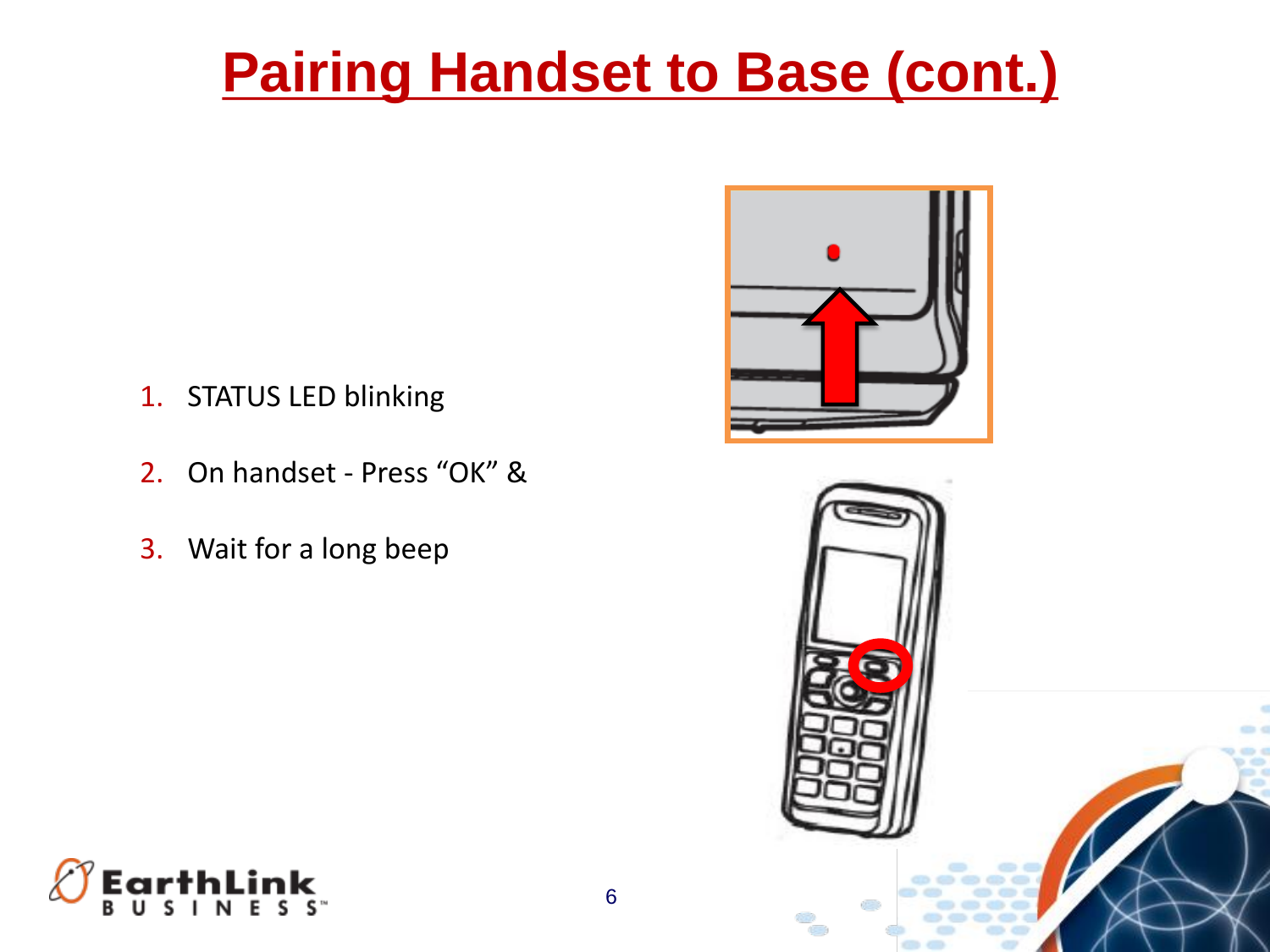# Pairing Handset to Base (cont.)

1. STATUS LED blinking
2. On handset - Press “OK” &
3. Wait for a long beep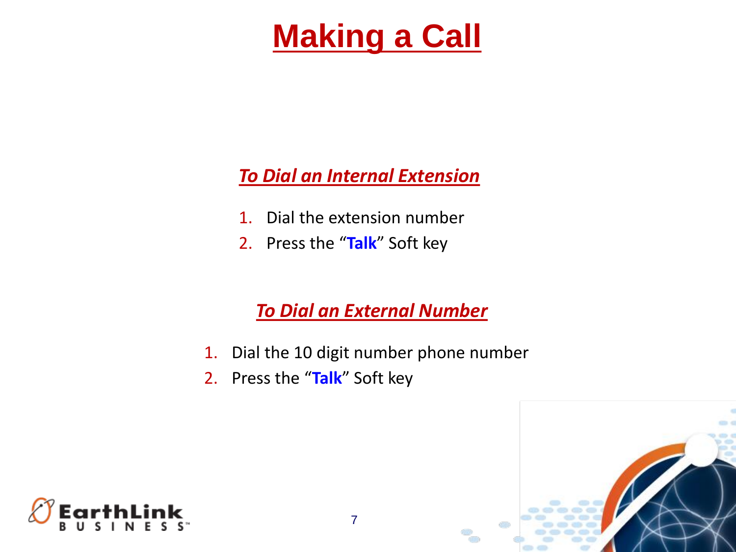# Making a Call

## *To Dial an Internal Extension*

1. Dial the extension number
2. Press the "**Talk**" Soft key

## *To Dial an External Number*

1. Dial the 10 digit number phone number
2. Press the "**Talk**" Soft key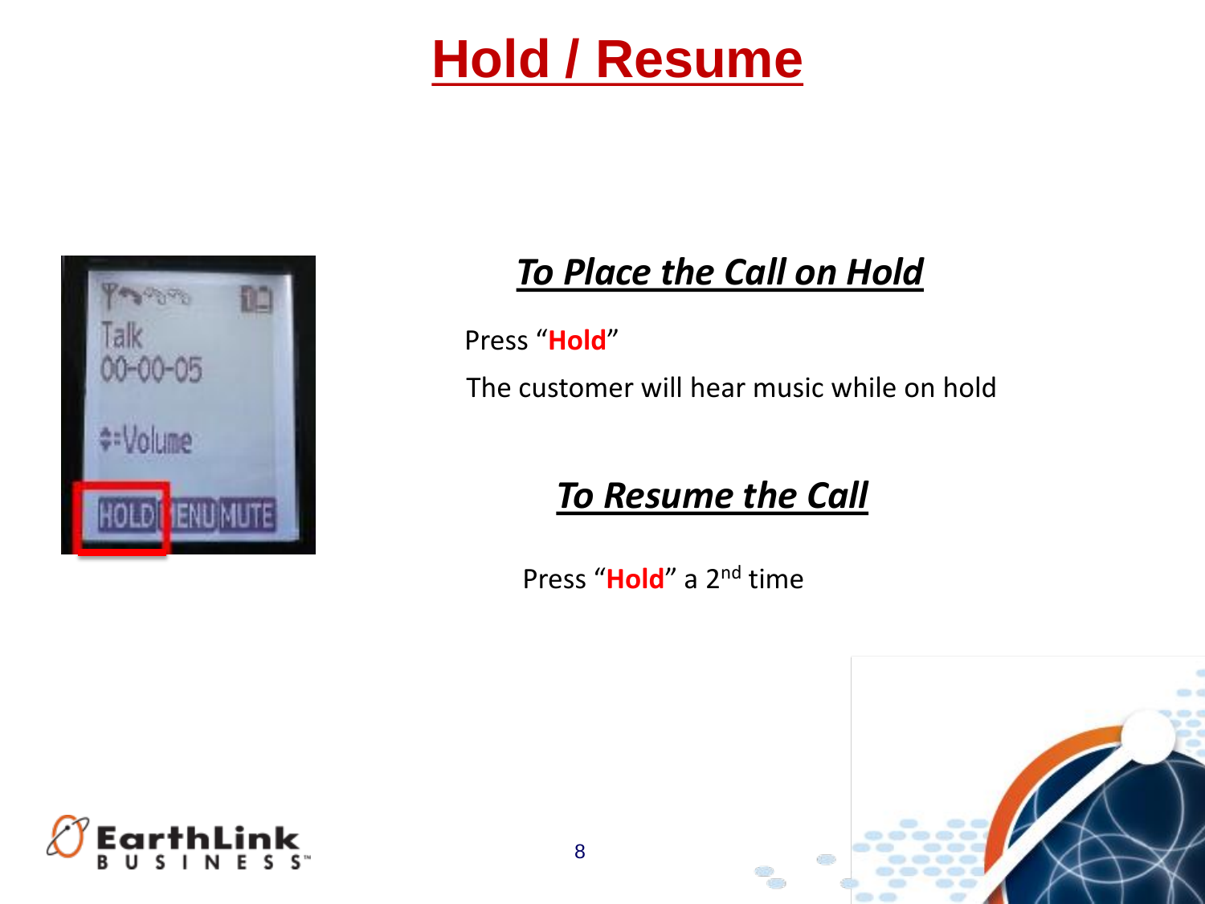# Hold / Resume

## *To Place the Call on Hold*

Press "**Hold**"

The customer will hear music while on hold

## *To Resume the Call*

Press "**Hold**" a 2nd time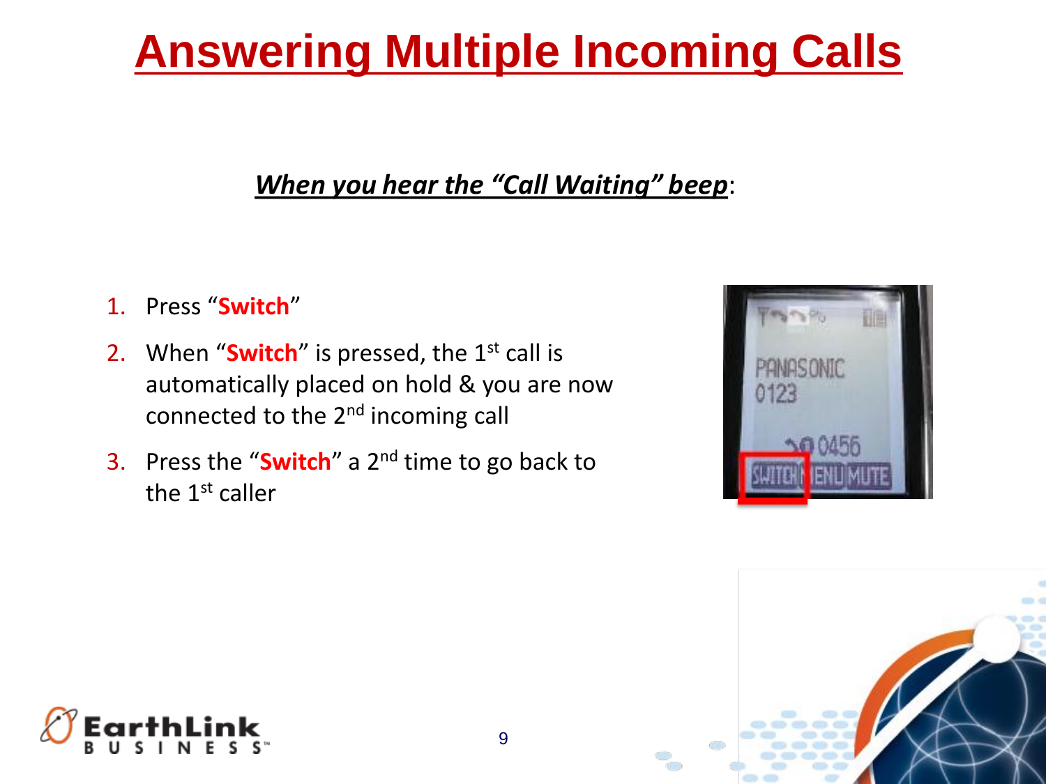# Answering Multiple Incoming Calls

***When you hear the "Call Waiting" beep***:

1. Press "**Switch**"
2. When "**Switch**" is pressed, the 1st call is automatically placed on hold & you are now connected to the 2nd incoming call
3. Press the "**Switch**" a 2nd time to go back to the 1st caller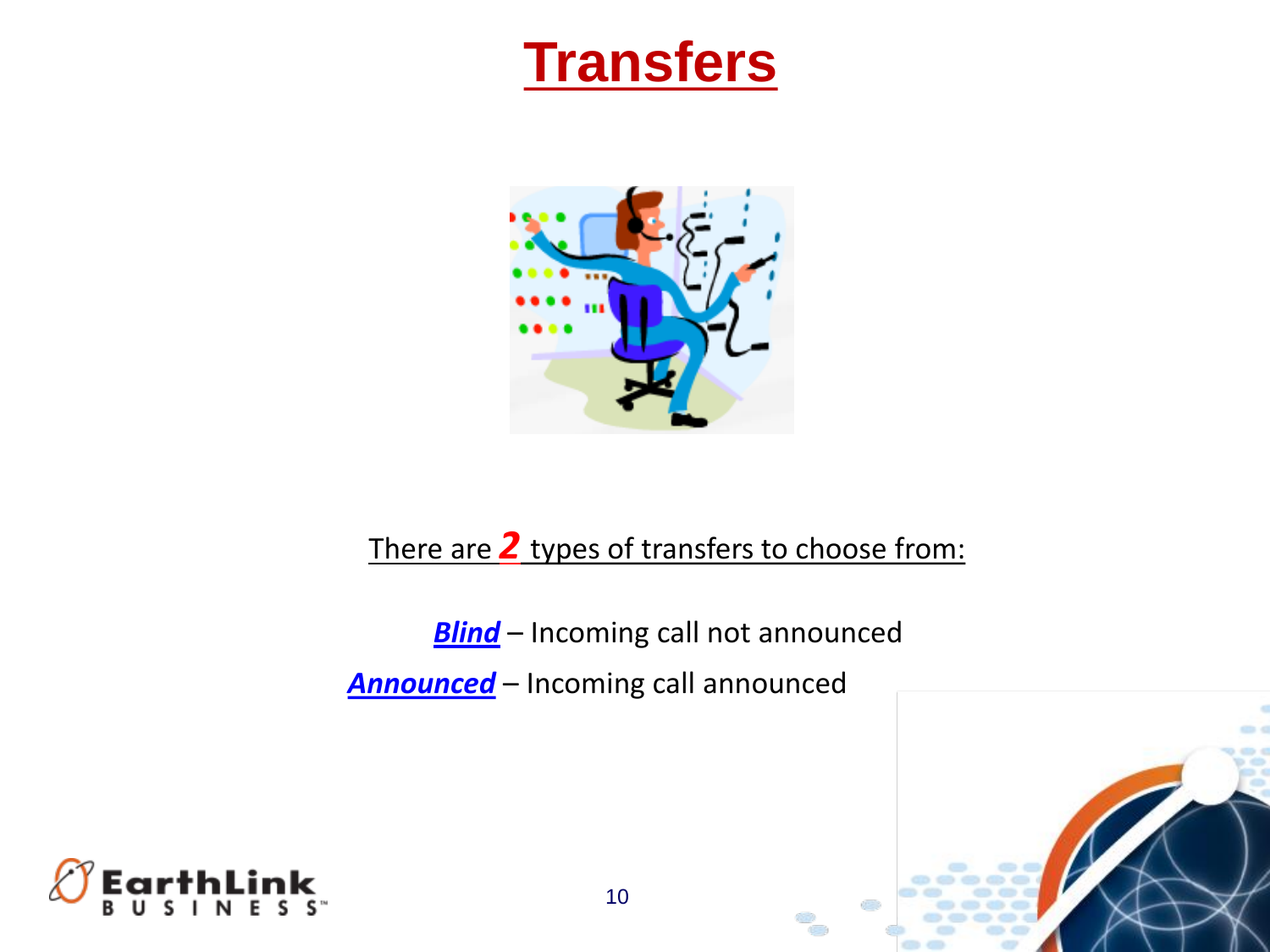# Transfers

There are ***2*** types of transfers to choose from:

***Blind*** – Incoming call not announced

***Announced*** – Incoming call announced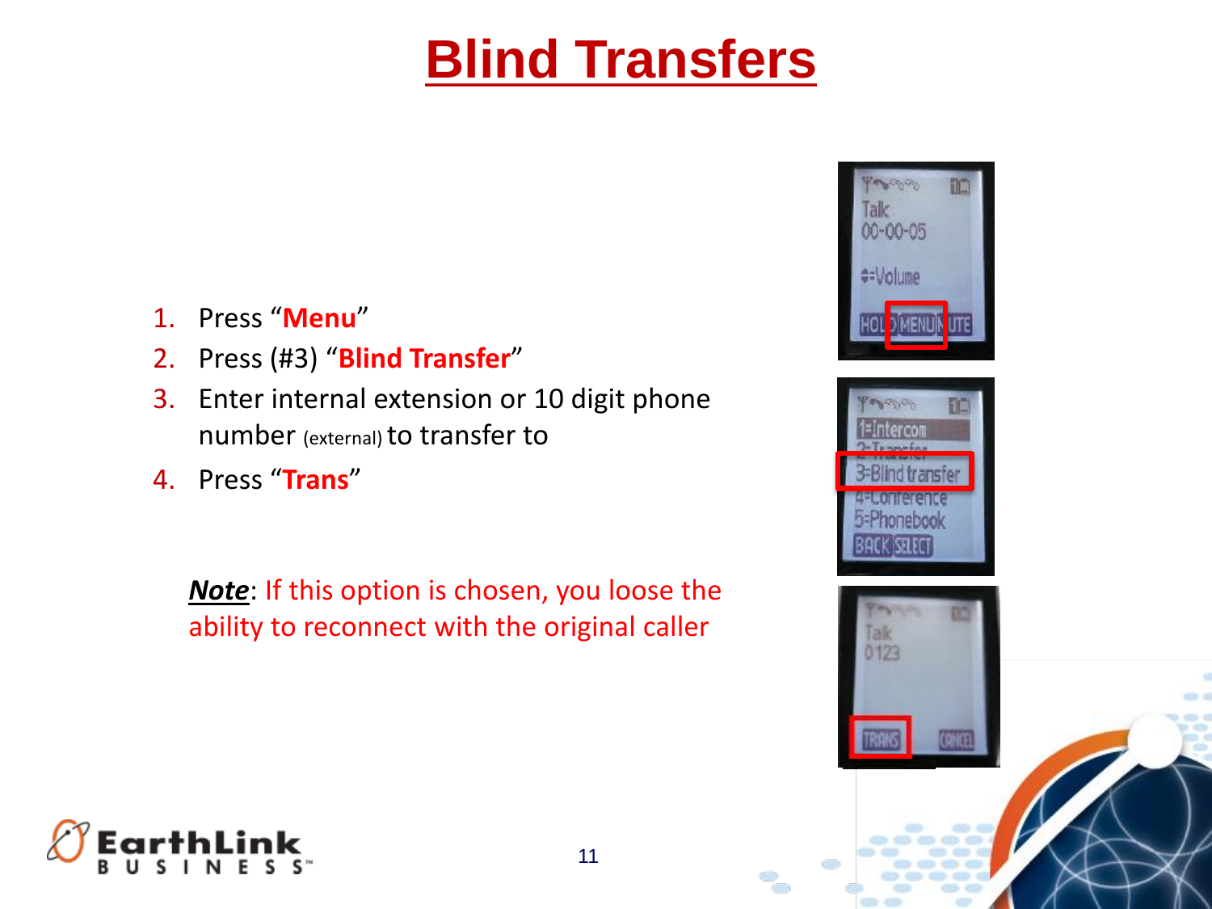# Blind Transfers

1. Press "**Menu**"
2. Press (#3) "**Blind Transfer**"
3. Enter internal extension or 10 digit phone number (external) to transfer to
4. Press "**Trans**"

***Note***: If this option is chosen, you loose the ability to reconnect with the original caller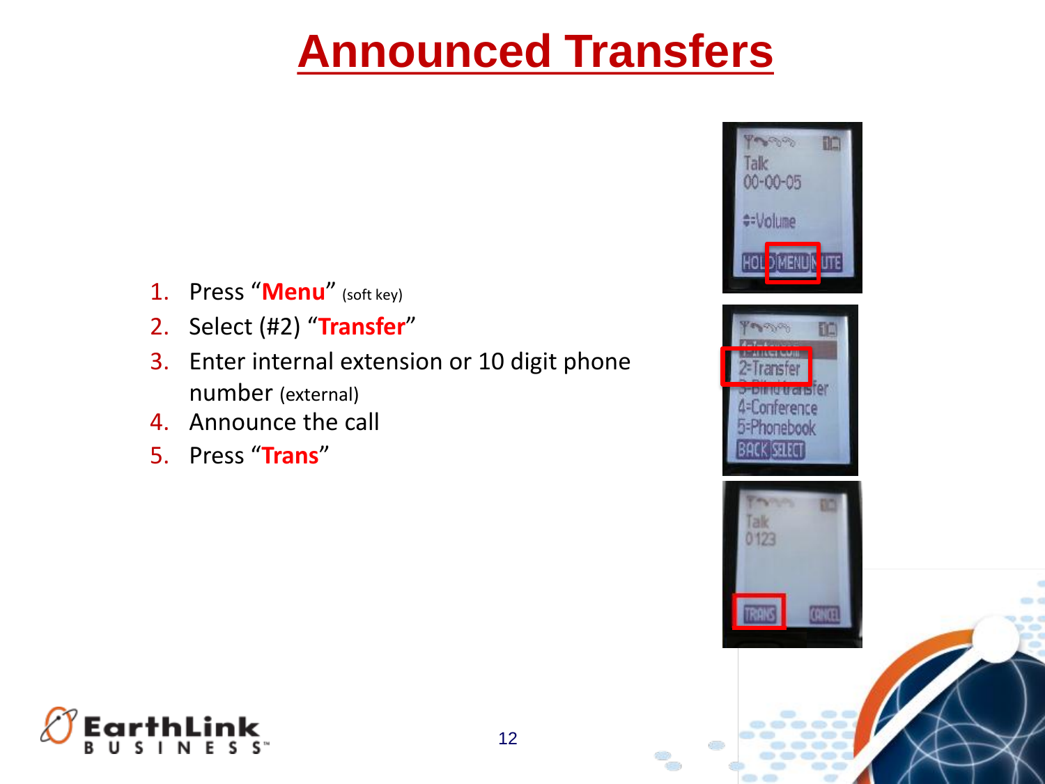# Announced Transfers

1. Press "**Menu**" (soft key)
2. Select (#2) "**Transfer**"
3. Enter internal extension or 10 digit phone number (external)
4. Announce the call
5. Press "**Trans**"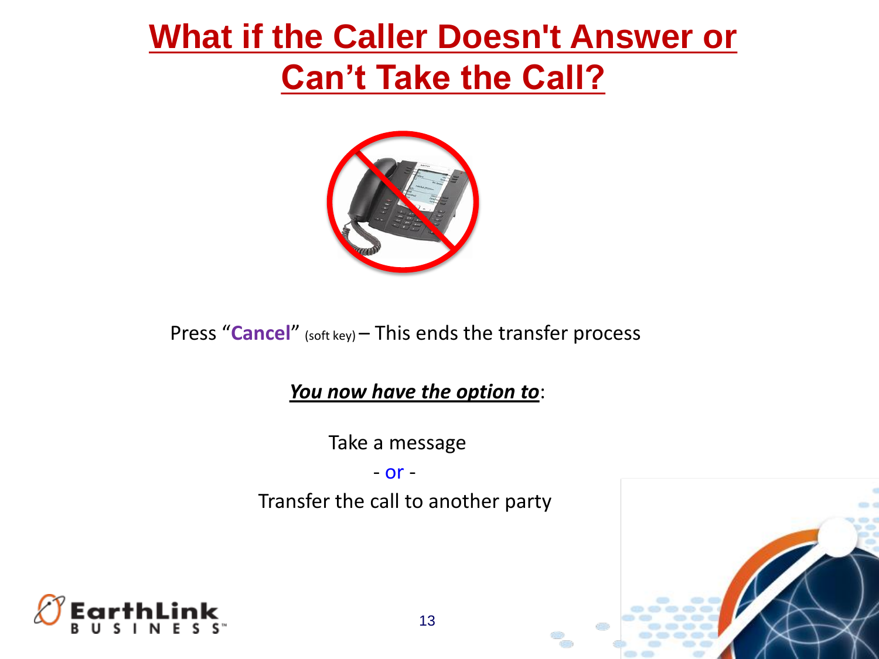# What if the Caller Doesn't Answer or Can't Take the Call?

Press "**Cancel**" (soft key) – This ends the transfer process

***You now have the option to***:

Take a message

- or -

Transfer the call to another party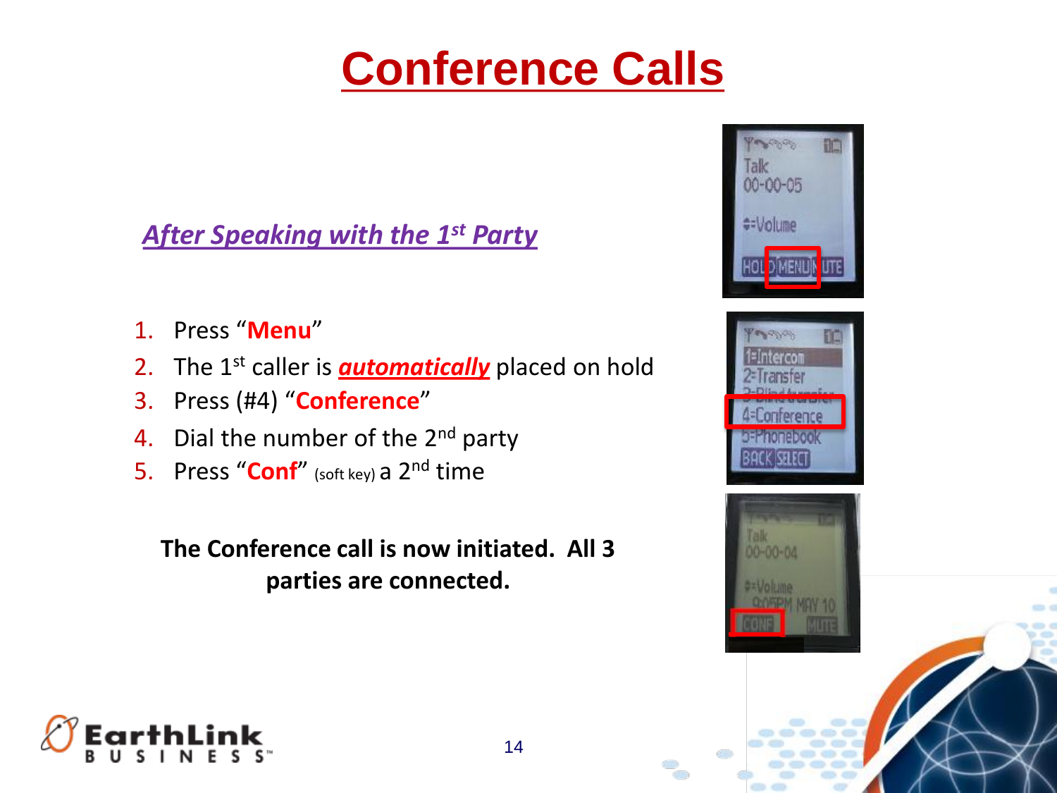# Conference Calls

## *After Speaking with the 1st Party*

1. Press "**Menu**"
2. The 1st caller is ***automatically*** placed on hold
3. Press (#4) "**Conference**"
4. Dial the number of the 2nd party
5. Press "**Conf**" (soft key) a 2nd time

**The Conference call is now initiated. All 3 parties are connected.**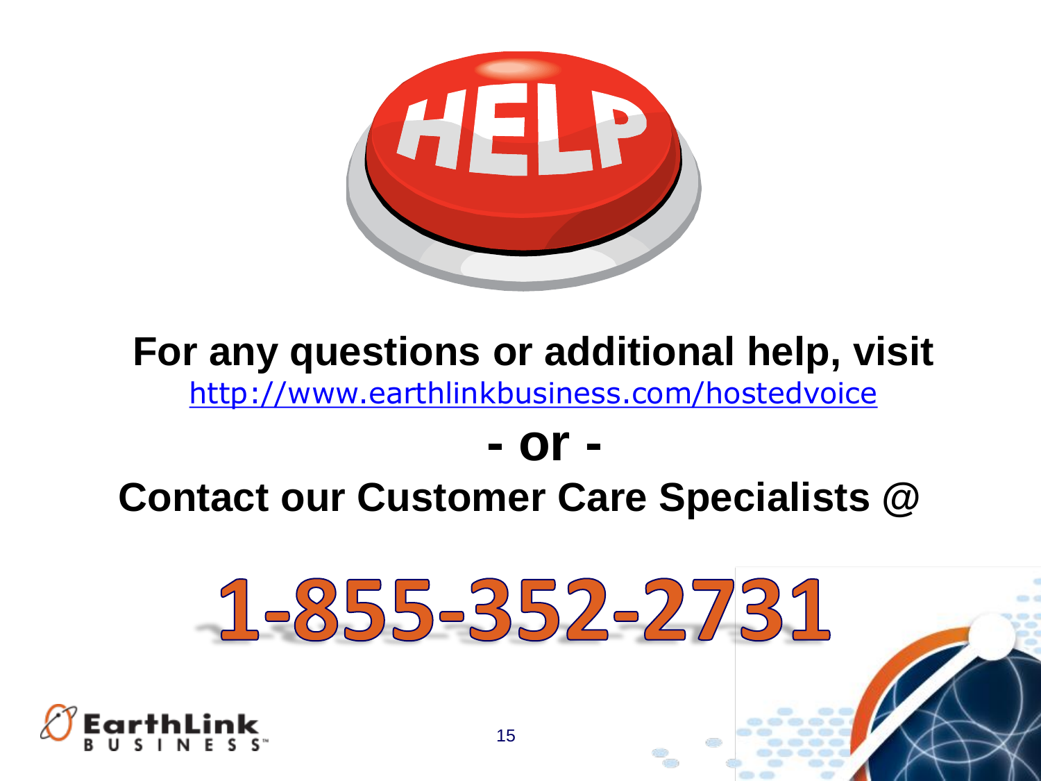**For any questions or additional help, visit**

http://www.earthlinkbusiness.com/hostedvoice

**- or -**

**Contact our Customer Care Specialists @**

# 1-855-352-2731